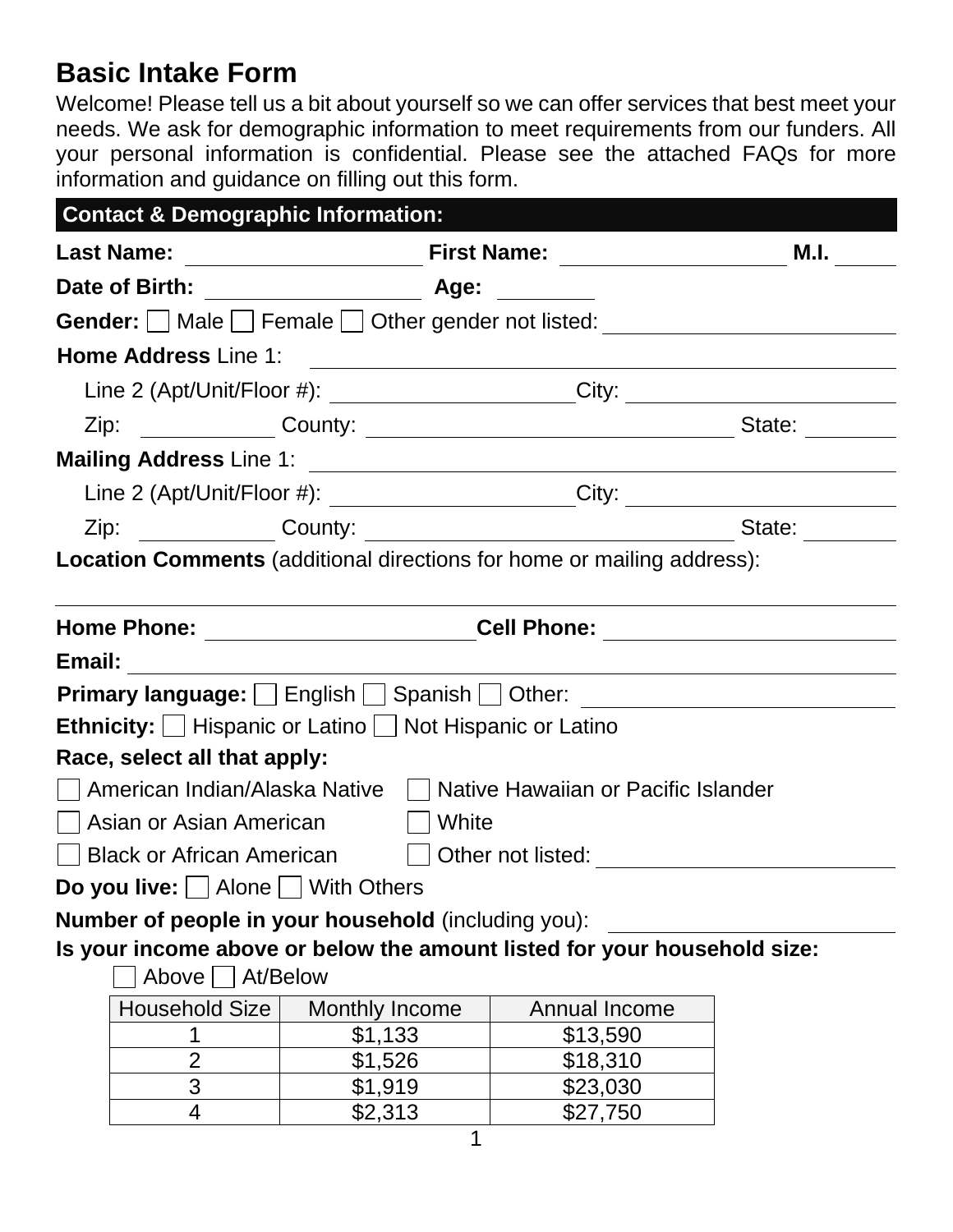# Basic Intake Form

Welcome! Please tell us a bit about yourself so we can offer services that best meet your needs. We ask for demographic information to meet requirements from our funders. All your personal information is confidential. Please see the attached FAQs for more information and guidance on filling out this form.

## Contact & Demographic Information:

**Last Name:** ____________________ **First Name:** ____________________ **M.I.** _____

**Date of Birth:** ____________________ **Age:** __________

**Gender:** ☐ Male ☐ Female ☐ Other gender not listed: ____________________

**Home Address** Line 1: ________________________________________

Line 2 (Apt/Unit/Floor #): ____________________ City: ____________________

Zip: __________ County: ____________________ State: __________

**Mailing Address** Line 1: ________________________________________

Line 2 (Apt/Unit/Floor #): ____________________ City: ____________________

Zip: __________ County: ____________________ State: __________

**Location Comments** (additional directions for home or mailing address):

________________________________________________________________________

**Home Phone:** ____________________ **Cell Phone:** ____________________

**Email:** ________________________________________

**Primary language:** ☐ English ☐ Spanish ☐ Other: ____________________

**Ethnicity:** ☐ Hispanic or Latino ☐ Not Hispanic or Latino

**Race, select all that apply:**

☐ American Indian/Alaska Native ☐ Native Hawaiian or Pacific Islander

☐ Asian or Asian American ☐ White

☐ Black or African American ☐ Other not listed: ____________________

**Do you live:** ☐ Alone ☐ With Others

**Number of people in your household** (including you): ____________________

**Is your income above or below the amount listed for your household size:**

☐ Above ☐ At/Below

| Household Size | Monthly Income | Annual Income |
|---|---|---|
| 1 | $1,133 | $13,590 |
| 2 | $1,526 | $18,310 |
| 3 | $1,919 | $23,030 |
| 4 | $2,313 | $27,750 |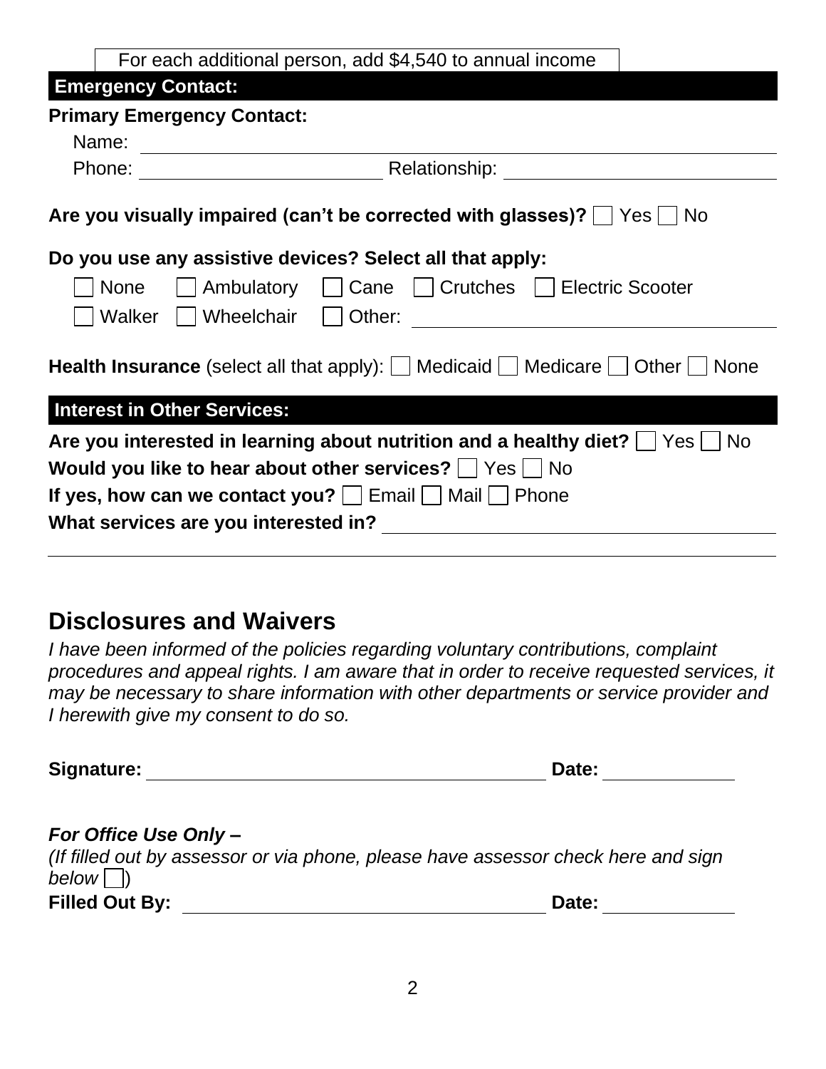For each additional person, add $4,540 to annual income

## Emergency Contact:

**Primary Emergency Contact:**

Name: ______________________________

Phone: ______________________ Relationship: ______________________

**Are you visually impaired (can't be corrected with glasses)?** ☐ Yes ☐ No

**Do you use any assistive devices? Select all that apply:**

☐ None ☐ Ambulatory ☐ Cane ☐ Crutches ☐ Electric Scooter

☐ Walker ☐ Wheelchair ☐ Other: ______________________

**Health Insurance** (select all that apply): ☐ Medicaid ☐ Medicare ☐ Other ☐ None

## Interest in Other Services:

**Are you interested in learning about nutrition and a healthy diet?** ☐ Yes ☐ No

**Would you like to hear about other services?** ☐ Yes ☐ No

**If yes, how can we contact you?** ☐ Email ☐ Mail ☐ Phone

**What services are you interested in?** ______________________

______________________________________________

# Disclosures and Waivers

*I have been informed of the policies regarding voluntary contributions, complaint procedures and appeal rights. I am aware that in order to receive requested services, it may be necessary to share information with other departments or service provider and I herewith give my consent to do so.*

**Signature:** ______________________ **Date:** __________

***For Office Use Only –***

*(If filled out by assessor or via phone, please have assessor check here and sign below ☐)*

**Filled Out By:** ______________________ **Date:** __________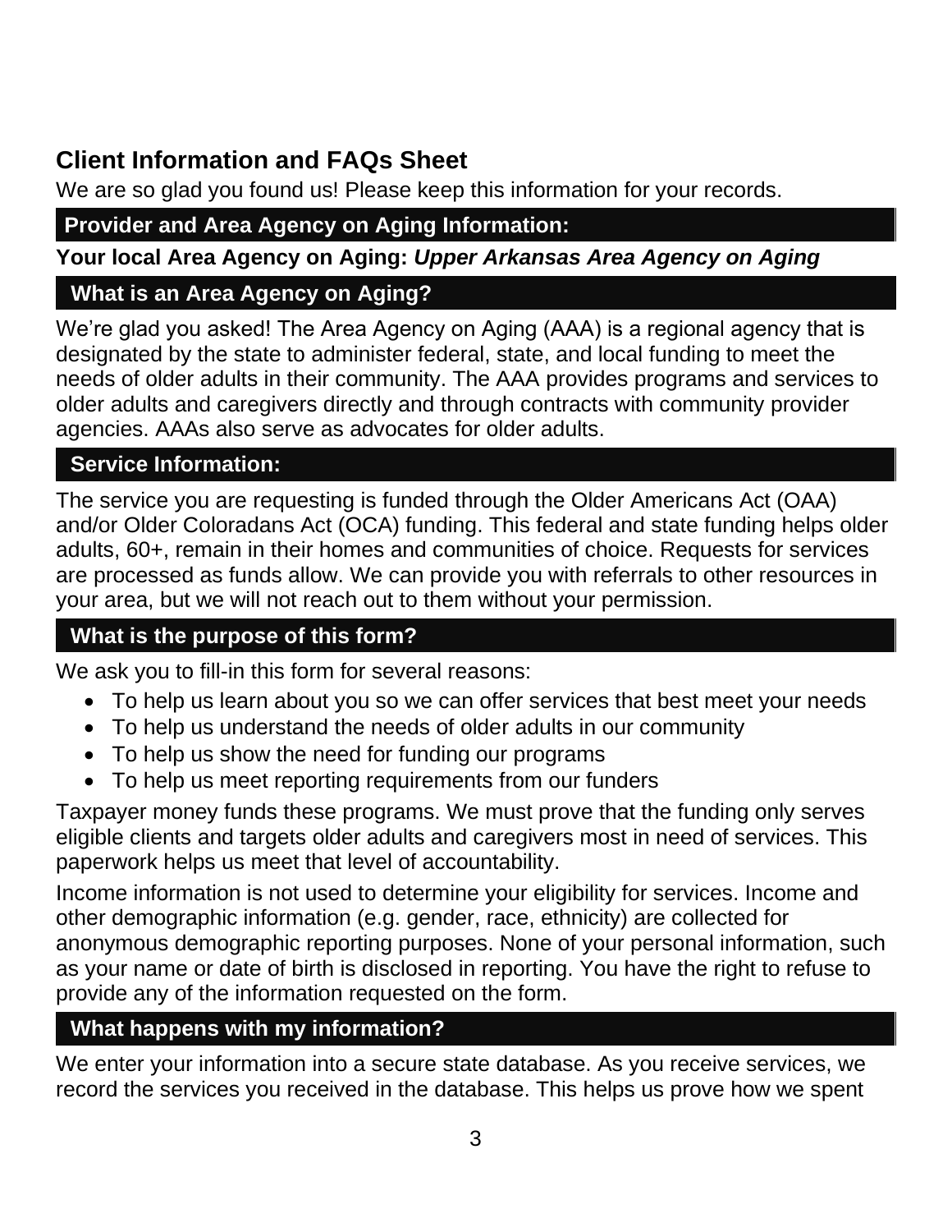## Client Information and FAQs Sheet

We are so glad you found us! Please keep this information for your records.

### Provider and Area Agency on Aging Information:

**Your local Area Agency on Aging:** ***Upper Arkansas Area Agency on Aging***

### What is an Area Agency on Aging?

We're glad you asked! The Area Agency on Aging (AAA) is a regional agency that is designated by the state to administer federal, state, and local funding to meet the needs of older adults in their community. The AAA provides programs and services to older adults and caregivers directly and through contracts with community provider agencies. AAAs also serve as advocates for older adults.

### Service Information:

The service you are requesting is funded through the Older Americans Act (OAA) and/or Older Coloradans Act (OCA) funding. This federal and state funding helps older adults, 60+, remain in their homes and communities of choice. Requests for services are processed as funds allow. We can provide you with referrals to other resources in your area, but we will not reach out to them without your permission.

### What is the purpose of this form?

We ask you to fill-in this form for several reasons:

- To help us learn about you so we can offer services that best meet your needs
- To help us understand the needs of older adults in our community
- To help us show the need for funding our programs
- To help us meet reporting requirements from our funders

Taxpayer money funds these programs. We must prove that the funding only serves eligible clients and targets older adults and caregivers most in need of services. This paperwork helps us meet that level of accountability.

Income information is not used to determine your eligibility for services. Income and other demographic information (e.g. gender, race, ethnicity) are collected for anonymous demographic reporting purposes. None of your personal information, such as your name or date of birth is disclosed in reporting. You have the right to refuse to provide any of the information requested on the form.

### What happens with my information?

We enter your information into a secure state database. As you receive services, we record the services you received in the database. This helps us prove how we spent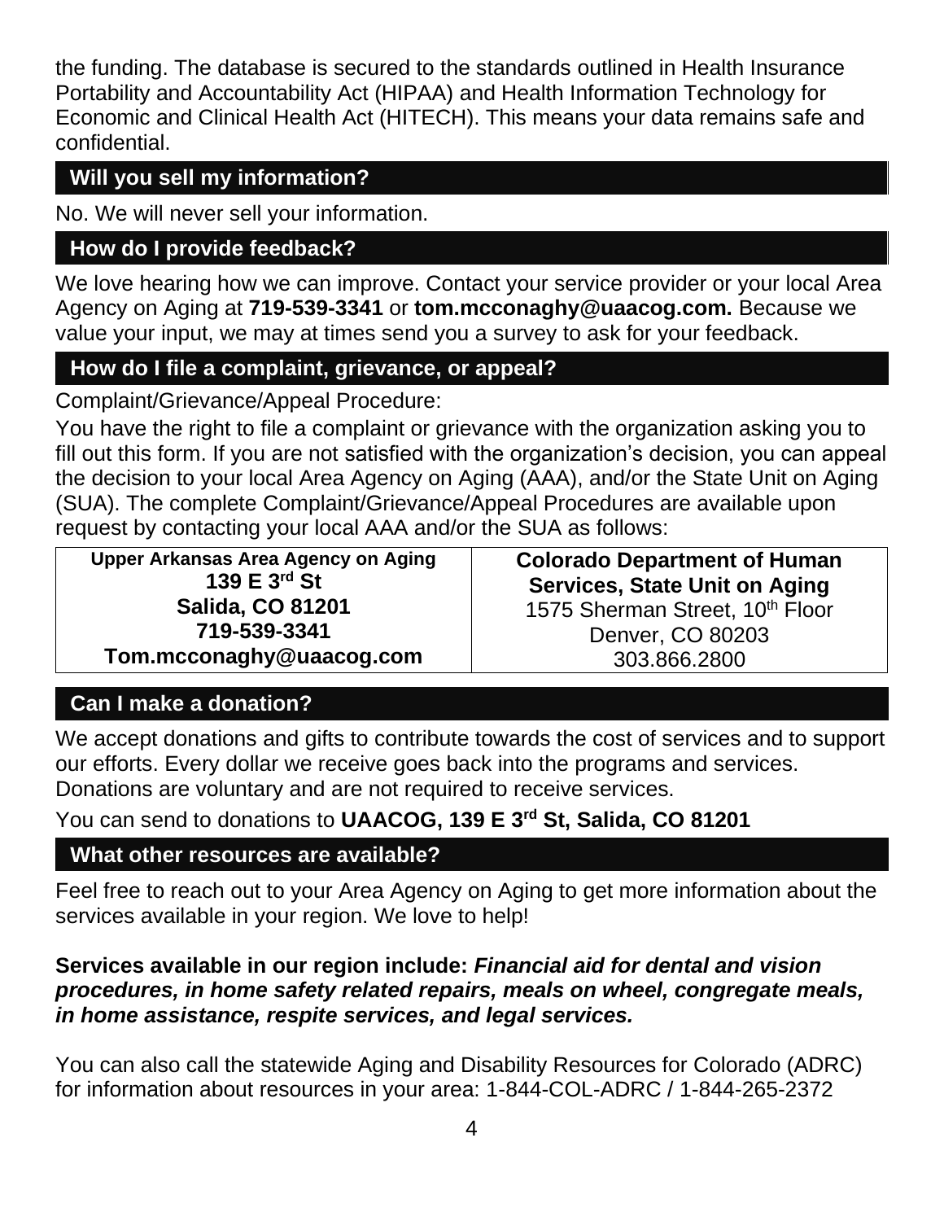the funding. The database is secured to the standards outlined in Health Insurance Portability and Accountability Act (HIPAA) and Health Information Technology for Economic and Clinical Health Act (HITECH). This means your data remains safe and confidential.

## Will you sell my information?

No. We will never sell your information.

## How do I provide feedback?

We love hearing how we can improve. Contact your service provider or your local Area Agency on Aging at **719-539-3341** or **tom.mcconaghy@uaacog.com.** Because we value your input, we may at times send you a survey to ask for your feedback.

## How do I file a complaint, grievance, or appeal?

Complaint/Grievance/Appeal Procedure:

You have the right to file a complaint or grievance with the organization asking you to fill out this form. If you are not satisfied with the organization's decision, you can appeal the decision to your local Area Agency on Aging (AAA), and/or the State Unit on Aging (SUA). The complete Complaint/Grievance/Appeal Procedures are available upon request by contacting your local AAA and/or the SUA as follows:

| **Upper Arkansas Area Agency on Aging**<br>**139 E 3rd St**<br>**Salida, CO 81201**<br>**719-539-3341**<br>**Tom.mcconaghy@uaacog.com** | **Colorado Department of Human Services, State Unit on Aging**<br>1575 Sherman Street, 10th Floor<br>Denver, CO 80203<br>303.866.2800 |
|---|---|

## Can I make a donation?

We accept donations and gifts to contribute towards the cost of services and to support our efforts. Every dollar we receive goes back into the programs and services. Donations are voluntary and are not required to receive services.

You can send to donations to **UAACOG, 139 E 3rd St, Salida, CO 81201**

## What other resources are available?

Feel free to reach out to your Area Agency on Aging to get more information about the services available in your region. We love to help!

**Services available in our region include:** ***Financial aid for dental and vision procedures, in home safety related repairs, meals on wheel, congregate meals, in home assistance, respite services, and legal services.***

You can also call the statewide Aging and Disability Resources for Colorado (ADRC) for information about resources in your area: 1-844-COL-ADRC / 1-844-265-2372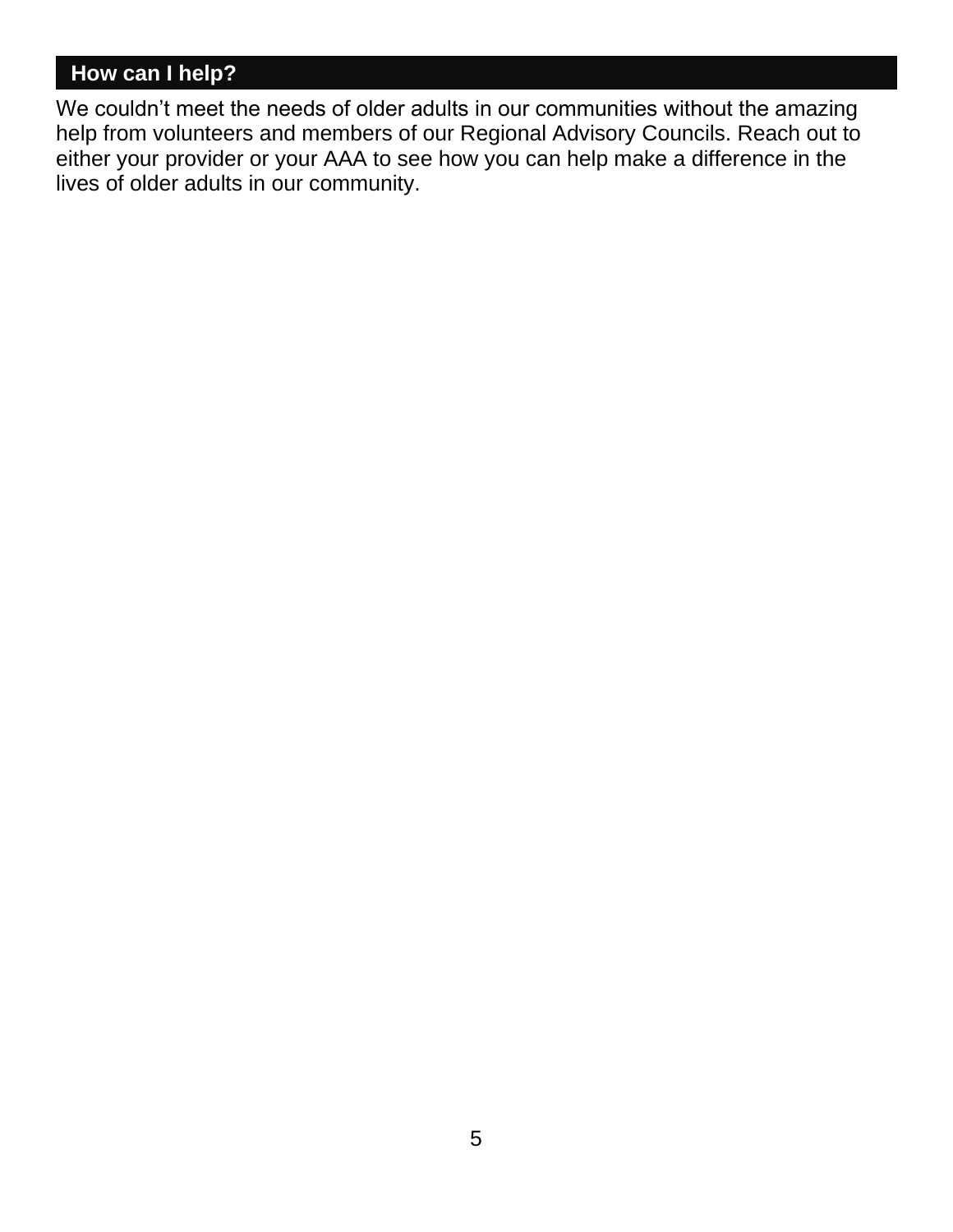## How can I help?

We couldn’t meet the needs of older adults in our communities without the amazing help from volunteers and members of our Regional Advisory Councils. Reach out to either your provider or your AAA to see how you can help make a difference in the lives of older adults in our community.